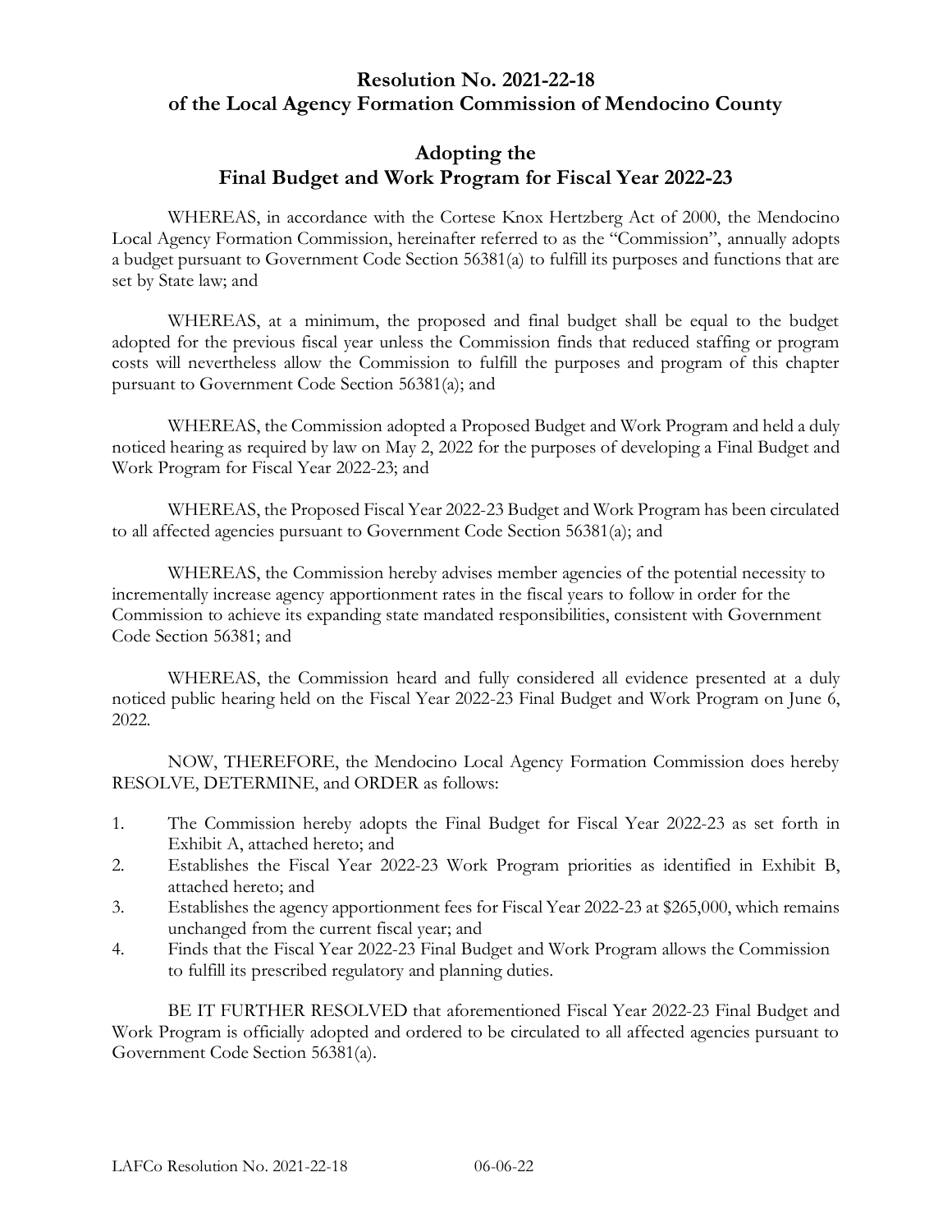# Resolution No. 2021-22-18 of the Local Agency Formation Commission of Mendocino County

## Adopting the Final Budget and Work Program for Fiscal Year 2022-23

WHEREAS, in accordance with the Cortese Knox Hertzberg Act of 2000, the Mendocino Local Agency Formation Commission, hereinafter referred to as the "Commission", annually adopts a budget pursuant to Government Code Section 56381(a) to fulfill its purposes and functions that are set by State law; and

WHEREAS, at a minimum, the proposed and final budget shall be equal to the budget adopted for the previous fiscal year unless the Commission finds that reduced staffing or program costs will nevertheless allow the Commission to fulfill the purposes and program of this chapter pursuant to Government Code Section 56381(a); and

WHEREAS, the Commission adopted a Proposed Budget and Work Program and held a duly noticed hearing as required by law on May 2, 2022 for the purposes of developing a Final Budget and Work Program for Fiscal Year 2022-23; and

WHEREAS, the Proposed Fiscal Year 2022-23 Budget and Work Program has been circulated to all affected agencies pursuant to Government Code Section 56381(a); and

WHEREAS, the Commission hereby advises member agencies of the potential necessity to incrementally increase agency apportionment rates in the fiscal years to follow in order for the Commission to achieve its expanding state mandated responsibilities, consistent with Government Code Section 56381; and

WHEREAS, the Commission heard and fully considered all evidence presented at a duly noticed public hearing held on the Fiscal Year 2022-23 Final Budget and Work Program on June 6, 2022.

NOW, THEREFORE, the Mendocino Local Agency Formation Commission does hereby RESOLVE, DETERMINE, and ORDER as follows:

1. The Commission hereby adopts the Final Budget for Fiscal Year 2022-23 as set forth in Exhibit A, attached hereto; and
2. Establishes the Fiscal Year 2022-23 Work Program priorities as identified in Exhibit B, attached hereto; and
3. Establishes the agency apportionment fees for Fiscal Year 2022-23 at $265,000, which remains unchanged from the current fiscal year; and
4. Finds that the Fiscal Year 2022-23 Final Budget and Work Program allows the Commission to fulfill its prescribed regulatory and planning duties.

BE IT FURTHER RESOLVED that aforementioned Fiscal Year 2022-23 Final Budget and Work Program is officially adopted and ordered to be circulated to all affected agencies pursuant to Government Code Section 56381(a).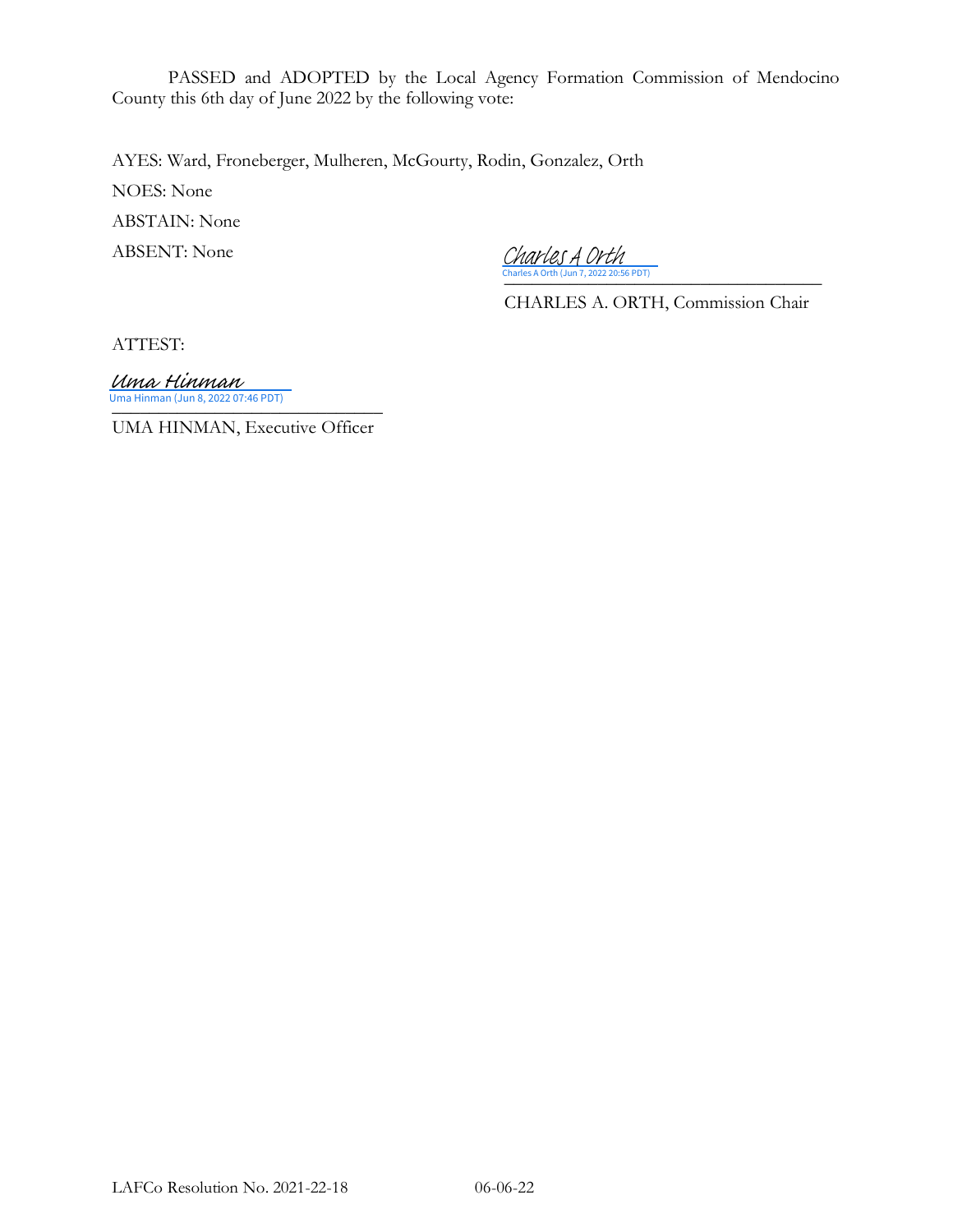PASSED and ADOPTED by the Local Agency Formation Commission of Mendocino County this 6th day of June 2022 by the following vote:

AYES: Ward, Froneberger, Mulheren, McGourty, Rodin, Gonzalez, Orth

NOES: None

ABSTAIN: None

ABSENT: None

Charles A Orth
Charles A Orth (Jun 7, 2022 20:56 PDT)

CHARLES A. ORTH, Commission Chair

ATTEST:

Uma Hinman
Uma Hinman (Jun 8, 2022 07:46 PDT)

UMA HINMAN, Executive Officer

LAFCo Resolution No. 2021-22-18 06-06-22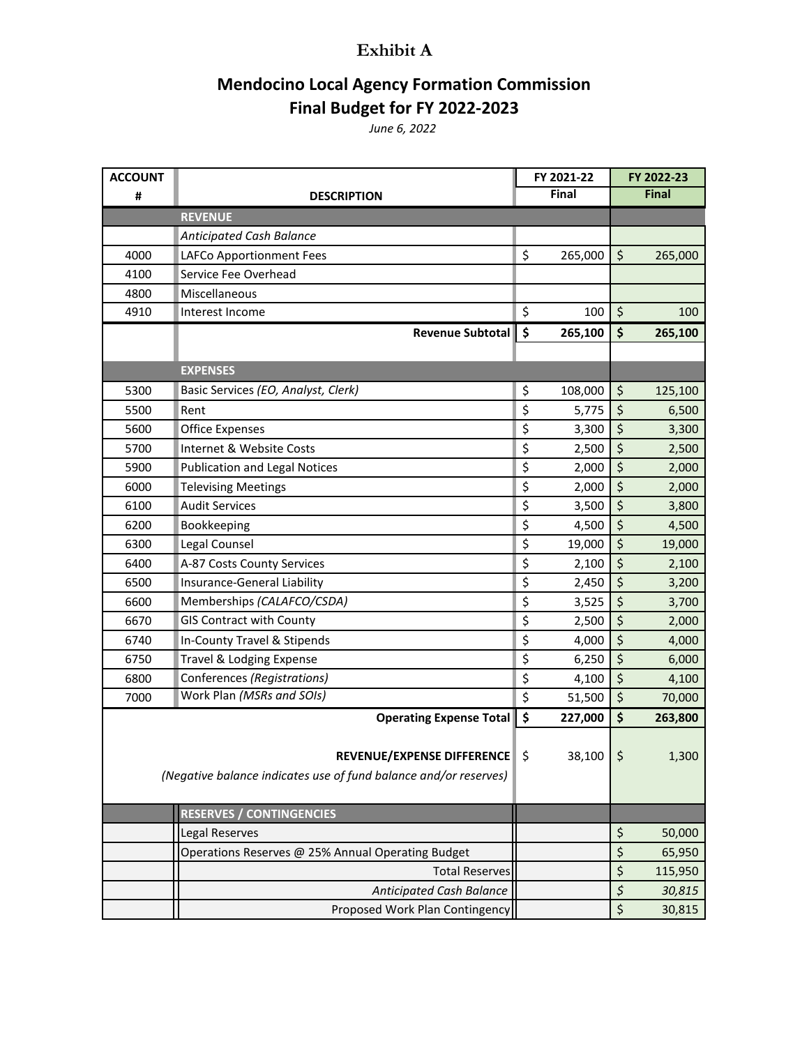**Exhibit A**

# Mendocino Local Agency Formation Commission
# Final Budget for FY 2022-2023

*June 6, 2022*

| ACCOUNT # | DESCRIPTION | FY 2021-22 Final | FY 2022-23 Final |
|---|---|---|---|
| | **REVENUE** | | |
| | *Anticipated Cash Balance* | | |
| 4000 | LAFCo Apportionment Fees | $ 265,000 | $ 265,000 |
| 4100 | Service Fee Overhead | | |
| 4800 | Miscellaneous | | |
| 4910 | Interest Income | $ 100 | $ 100 |
| | **Revenue Subtotal** | **$ 265,100** | **$ 265,100** |
| | **EXPENSES** | | |
| 5300 | Basic Services *(EO, Analyst, Clerk)* | $ 108,000 | $ 125,100 |
| 5500 | Rent | $ 5,775 | $ 6,500 |
| 5600 | Office Expenses | $ 3,300 | $ 3,300 |
| 5700 | Internet & Website Costs | $ 2,500 | $ 2,500 |
| 5900 | Publication and Legal Notices | $ 2,000 | $ 2,000 |
| 6000 | Televising Meetings | $ 2,000 | $ 2,000 |
| 6100 | Audit Services | $ 3,500 | $ 3,800 |
| 6200 | Bookkeeping | $ 4,500 | $ 4,500 |
| 6300 | Legal Counsel | $ 19,000 | $ 19,000 |
| 6400 | A-87 Costs County Services | $ 2,100 | $ 2,100 |
| 6500 | Insurance-General Liability | $ 2,450 | $ 3,200 |
| 6600 | Memberships *(CALAFCO/CSDA)* | $ 3,525 | $ 3,700 |
| 6670 | GIS Contract with County | $ 2,500 | $ 2,000 |
| 6740 | In-County Travel & Stipends | $ 4,000 | $ 4,000 |
| 6750 | Travel & Lodging Expense | $ 6,250 | $ 6,000 |
| 6800 | Conferences *(Registrations)* | $ 4,100 | $ 4,100 |
| 7000 | Work Plan *(MSRs and SOIs)* | $ 51,500 | $ 70,000 |
| | **Operating Expense Total** | **$ 227,000** | **$ 263,800** |
| | **REVENUE/EXPENSE DIFFERENCE** *(Negative balance indicates use of fund balance and/or reserves)* | $ 38,100 | $ 1,300 |
| | **RESERVES / CONTINGENCIES** | | |
| | Legal Reserves | | $ 50,000 |
| | Operations Reserves @ 25% Annual Operating Budget | | $ 65,950 |
| | Total Reserves | | $ 115,950 |
| | *Anticipated Cash Balance* | | *$ 30,815* |
| | Proposed Work Plan Contingency | | $ 30,815 |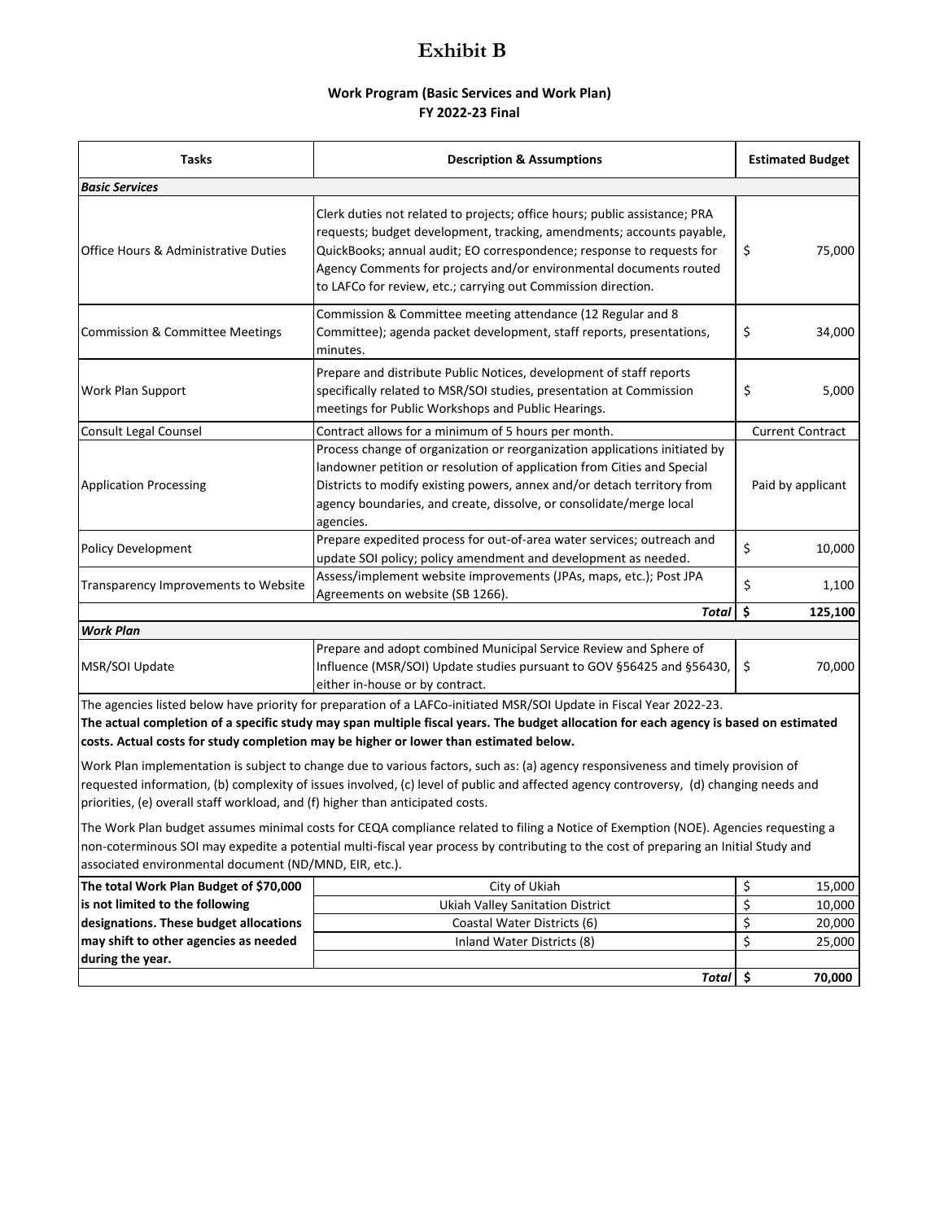# Exhibit B

### Work Program (Basic Services and Work Plan)
### FY 2022-23 Final

| Tasks | Description & Assumptions | Estimated Budget |
|---|---|---|
| ***Basic Services*** | | |
| Office Hours & Administrative Duties | Clerk duties not related to projects; office hours; public assistance; PRA requests; budget development, tracking, amendments; accounts payable, QuickBooks; annual audit; EO correspondence; response to requests for Agency Comments for projects and/or environmental documents routed to LAFCo for review, etc.; carrying out Commission direction. | $ 75,000 |
| Commission & Committee Meetings | Commission & Committee meeting attendance (12 Regular and 8 Committee); agenda packet development, staff reports, presentations, minutes. | $ 34,000 |
| Work Plan Support | Prepare and distribute Public Notices, development of staff reports specifically related to MSR/SOI studies, presentation at Commission meetings for Public Workshops and Public Hearings. | $ 5,000 |
| Consult Legal Counsel | Contract allows for a minimum of 5 hours per month. | Current Contract |
| Application Processing | Process change of organization or reorganization applications initiated by landowner petition or resolution of application from Cities and Special Districts to modify existing powers, annex and/or detach territory from agency boundaries, and create, dissolve, or consolidate/merge local agencies. | Paid by applicant |
| Policy Development | Prepare expedited process for out-of-area water services; outreach and update SOI policy; policy amendment and development as needed. | $ 10,000 |
| Transparency Improvements to Website | Assess/implement website improvements (JPAs, maps, etc.); Post JPA Agreements on website (SB 1266). | $ 1,100 |
| | ***Total*** | **$ 125,100** |
| ***Work Plan*** | | |
| MSR/SOI Update | Prepare and adopt combined Municipal Service Review and Sphere of Influence (MSR/SOI) Update studies pursuant to GOV §56425 and §56430, either in-house or by contract. | $ 70,000 |

The agencies listed below have priority for preparation of a LAFCo-initiated MSR/SOI Update in Fiscal Year 2022-23.
**The actual completion of a specific study may span multiple fiscal years. The budget allocation for each agency is based on estimated costs. Actual costs for study completion may be higher or lower than estimated below.**

Work Plan implementation is subject to change due to various factors, such as: (a) agency responsiveness and timely provision of requested information, (b) complexity of issues involved, (c) level of public and affected agency controversy, (d) changing needs and priorities, (e) overall staff workload, and (f) higher than anticipated costs.

The Work Plan budget assumes minimal costs for CEQA compliance related to filing a Notice of Exemption (NOE). Agencies requesting a non-coterminous SOI may expedite a potential multi-fiscal year process by contributing to the cost of preparing an Initial Study and associated environmental document (ND/MND, EIR, etc.).

| | | |
|---|---|---|
| **The total Work Plan Budget of $70,000 is not limited to the following designations. These budget allocations may shift to other agencies as needed during the year.** | City of Ukiah | $ 15,000 |
| | Ukiah Valley Sanitation District | $ 10,000 |
| | Coastal Water Districts (6) | $ 20,000 |
| | Inland Water Districts (8) | $ 25,000 |
| | | |
| | ***Total*** | **$ 70,000** |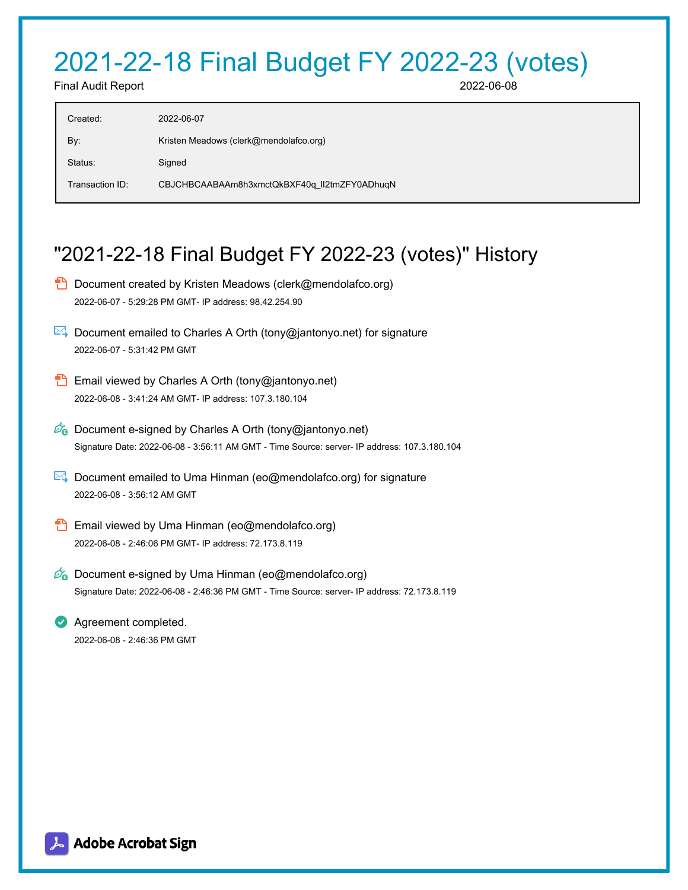# 2021-22-18 Final Budget FY 2022-23 (votes)

Final Audit Report 2022-06-08

| | |
|---|---|
| Created: | 2022-06-07 |
| By: | Kristen Meadows (clerk@mendolafco.org) |
| Status: | Signed |
| Transaction ID: | CBJCHBCAABAAm8h3xmctQkBXF40q_Il2tmZFY0ADhuqN |

## "2021-22-18 Final Budget FY 2022-23 (votes)" History

- Document created by Kristen Meadows (clerk@mendolafco.org)
  2022-06-07 - 5:29:28 PM GMT- IP address: 98.42.254.90

- Document emailed to Charles A Orth (tony@jantonyo.net) for signature
  2022-06-07 - 5:31:42 PM GMT

- Email viewed by Charles A Orth (tony@jantonyo.net)
  2022-06-08 - 3:41:24 AM GMT- IP address: 107.3.180.104

- Document e-signed by Charles A Orth (tony@jantonyo.net)
  Signature Date: 2022-06-08 - 3:56:11 AM GMT - Time Source: server- IP address: 107.3.180.104

- Document emailed to Uma Hinman (eo@mendolafco.org) for signature
  2022-06-08 - 3:56:12 AM GMT

- Email viewed by Uma Hinman (eo@mendolafco.org)
  2022-06-08 - 2:46:06 PM GMT- IP address: 72.173.8.119

- Document e-signed by Uma Hinman (eo@mendolafco.org)
  Signature Date: 2022-06-08 - 2:46:36 PM GMT - Time Source: server- IP address: 72.173.8.119

- Agreement completed.
  2022-06-08 - 2:46:36 PM GMT

Adobe Acrobat Sign